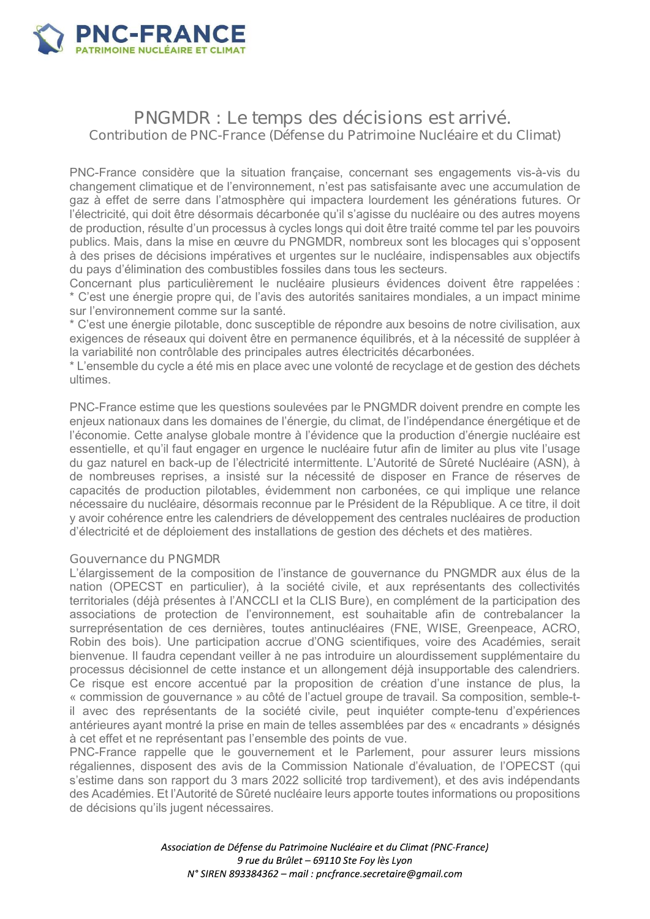PNC-FRANCE

PATRIMOINE NUCLÉAIRE ET CLIMAT

# PNGMDR : Le temps des décisions est arrivé.

## Contribution de PNC-France (Défense du Patrimoine Nucléaire et du Climat)

PNC-France considère que la situation française, concernant ses engagements vis-à-vis du changement climatique et de l'environnement, n'est pas satisfaisante avec une accumulation de gaz à effet de serre dans l'atmosphère qui impactera lourdement les générations futures. Or l'électricité, qui doit être désormais décarbonée qu'il s'agisse du nucléaire ou des autres moyens de production, résulte d'un processus à cycles longs qui doit être traité comme tel par les pouvoirs publics. Mais, dans la mise en œuvre du PNGMDR, nombreux sont les blocages qui s'opposent à des prises de décisions impératives et urgentes sur le nucléaire, indispensables aux objectifs du pays d'élimination des combustibles fossiles dans tous les secteurs.

Concernant plus particulièrement le nucléaire plusieurs évidences doivent être rappelées :

* C'est une énergie propre qui, de l'avis des autorités sanitaires mondiales, a un impact minime sur l'environnement comme sur la santé.
* C'est une énergie pilotable, donc susceptible de répondre aux besoins de notre civilisation, aux exigences de réseaux qui doivent être en permanence équilibrés, et à la nécessité de suppléer à la variabilité non contrôlable des principales autres électricités décarbonées.
* L'ensemble du cycle a été mis en place avec une volonté de recyclage et de gestion des déchets ultimes.

PNC-France estime que les questions soulevées par le PNGMDR doivent prendre en compte les enjeux nationaux dans les domaines de l'énergie, du climat, de l'indépendance énergétique et de l'économie. Cette analyse globale montre à l'évidence que la production d'énergie nucléaire est essentielle, et qu'il faut engager en urgence le nucléaire futur afin de limiter au plus vite l'usage du gaz naturel en back-up de l'électricité intermittente. L'Autorité de Sûreté Nucléaire (ASN), à de nombreuses reprises, a insisté sur la nécessité de disposer en France de réserves de capacités de production pilotables, évidemment non carbonées, ce qui implique une relance nécessaire du nucléaire, désormais reconnue par le Président de la République. A ce titre, il doit y avoir cohérence entre les calendriers de développement des centrales nucléaires de production d'électricité et de déploiement des installations de gestion des déchets et des matières.

### Gouvernance du PNGMDR

L'élargissement de la composition de l'instance de gouvernance du PNGMDR aux élus de la nation (OPECST en particulier), à la société civile, et aux représentants des collectivités territoriales (déjà présentes à l'ANCCLI et la CLIS Bure), en complément de la participation des associations de protection de l'environnement, est souhaitable afin de contrebalancer la surreprésentation de ces dernières, toutes antinucléaires (FNE, WISE, Greenpeace, ACRO, Robin des bois). Une participation accrue d'ONG scientifiques, voire des Académies, serait bienvenue. Il faudra cependant veiller à ne pas introduire un alourdissement supplémentaire du processus décisionnel de cette instance et un allongement déjà insupportable des calendriers. Ce risque est encore accentué par la proposition de création d'une instance de plus, la « commission de gouvernance » au côté de l'actuel groupe de travail. Sa composition, semble-t-il avec des représentants de la société civile, peut inquiéter compte-tenu d'expériences antérieures ayant montré la prise en main de telles assemblées par des « encadrants » désignés à cet effet et ne représentant pas l'ensemble des points de vue.

PNC-France rappelle que le gouvernement et le Parlement, pour assurer leurs missions régaliennes, disposent des avis de la Commission Nationale d'évaluation, de l'OPECST (qui s'estime dans son rapport du 3 mars 2022 sollicité trop tardivement), et des avis indépendants des Académies. Et l'Autorité de Sûreté nucléaire leurs apporte toutes informations ou propositions de décisions qu'ils jugent nécessaires.

*Association de Défense du Patrimoine Nucléaire et du Climat (PNC-France)*
*9 rue du Brûlet – 69110 Ste Foy lès Lyon*
*N° SIREN 893384362 – mail : pncfrance.secretaire@gmail.com*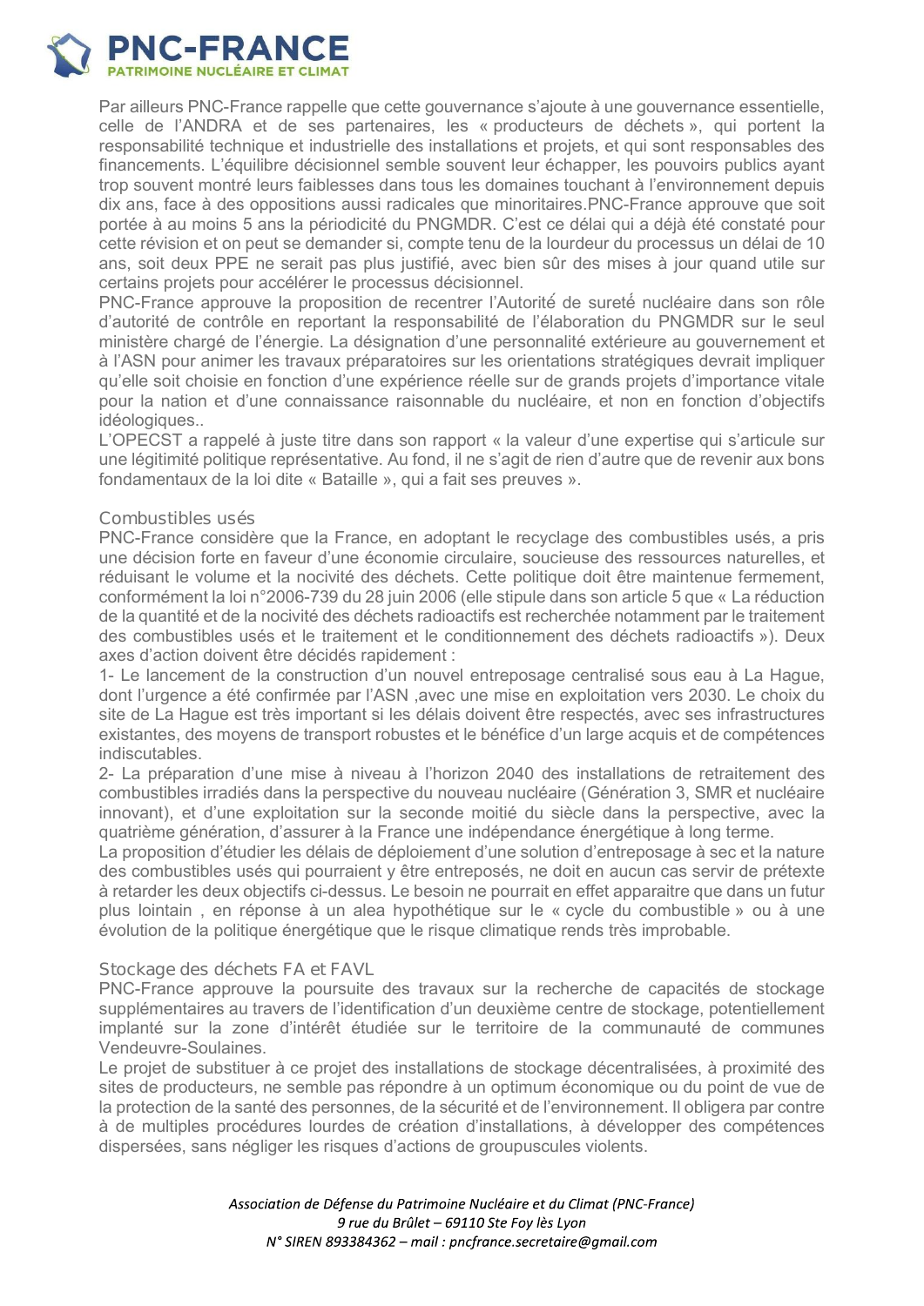Par ailleurs PNC-France rappelle que cette gouvernance s'ajoute à une gouvernance essentielle, celle de l'ANDRA et de ses partenaires, les « producteurs de déchets », qui portent la responsabilité technique et industrielle des installations et projets, et qui sont responsables des financements. L'équilibre décisionnel semble souvent leur échapper, les pouvoirs publics ayant trop souvent montré leurs faiblesses dans tous les domaines touchant à l'environnement depuis dix ans, face à des oppositions aussi radicales que minoritaires.PNC-France approuve que soit portée à au moins 5 ans la périodicité du PNGMDR. C'est ce délai qui a déjà été constaté pour cette révision et on peut se demander si, compte tenu de la lourdeur du processus un délai de 10 ans, soit deux PPE ne serait pas plus justifié, avec bien sûr des mises à jour quand utile sur certains projets pour accélérer le processus décisionnel.
PNC-France approuve la proposition de recentrer l'Autorité de sureté nucléaire dans son rôle d'autorité de contrôle en reportant la responsabilité de l'élaboration du PNGMDR sur le seul ministère chargé de l'énergie. La désignation d'une personnalité extérieure au gouvernement et à l'ASN pour animer les travaux préparatoires sur les orientations stratégiques devrait impliquer qu'elle soit choisie en fonction d'une expérience réelle sur de grands projets d'importance vitale pour la nation et d'une connaissance raisonnable du nucléaire, et non en fonction d'objectifs idéologiques..
L'OPECST a rappelé à juste titre dans son rapport « la valeur d'une expertise qui s'articule sur une légitimité politique représentative. Au fond, il ne s'agit de rien d'autre que de revenir aux bons fondamentaux de la loi dite « Bataille », qui a fait ses preuves ».

## Combustibles usés

PNC-France considère que la France, en adoptant le recyclage des combustibles usés, a pris une décision forte en faveur d'une économie circulaire, soucieuse des ressources naturelles, et réduisant le volume et la nocivité des déchets. Cette politique doit être maintenue fermement, conformément la loi n°2006-739 du 28 juin 2006 (elle stipule dans son article 5 que « La réduction de la quantité et de la nocivité des déchets radioactifs est recherchée notamment par le traitement des combustibles usés et le traitement et le conditionnement des déchets radioactifs »). Deux axes d'action doivent être décidés rapidement :
1- Le lancement de la construction d'un nouvel entreposage centralisé sous eau à La Hague, dont l'urgence a été confirmée par l'ASN ,avec une mise en exploitation vers 2030. Le choix du site de La Hague est très important si les délais doivent être respectés, avec ses infrastructures existantes, des moyens de transport robustes et le bénéfice d'un large acquis et de compétences indiscutables.
2- La préparation d'une mise à niveau à l'horizon 2040 des installations de retraitement des combustibles irradiés dans la perspective du nouveau nucléaire (Génération 3, SMR et nucléaire innovant), et d'une exploitation sur la seconde moitié du siècle dans la perspective, avec la quatrième génération, d'assurer à la France une indépendance énergétique à long terme.
La proposition d'étudier les délais de déploiement d'une solution d'entreposage à sec et la nature des combustibles usés qui pourraient y être entreposés, ne doit en aucun cas servir de prétexte à retarder les deux objectifs ci-dessus. Le besoin ne pourrait en effet apparaitre que dans un futur plus lointain , en réponse à un alea hypothétique sur le « cycle du combustible » ou à une évolution de la politique énergétique que le risque climatique rends très improbable.

## Stockage des déchets FA et FAVL

PNC-France approuve la poursuite des travaux sur la recherche de capacités de stockage supplémentaires au travers de l'identification d'un deuxième centre de stockage, potentiellement implanté sur la zone d'intérêt étudiée sur le territoire de la communauté de communes Vendeuvre-Soulaines.
Le projet de substituer à ce projet des installations de stockage décentralisées, à proximité des sites de producteurs, ne semble pas répondre à un optimum économique ou du point de vue de la protection de la santé des personnes, de la sécurité et de l'environnement. Il obligera par contre à de multiples procédures lourdes de création d'installations, à développer des compétences dispersées, sans négliger les risques d'actions de groupuscules violents.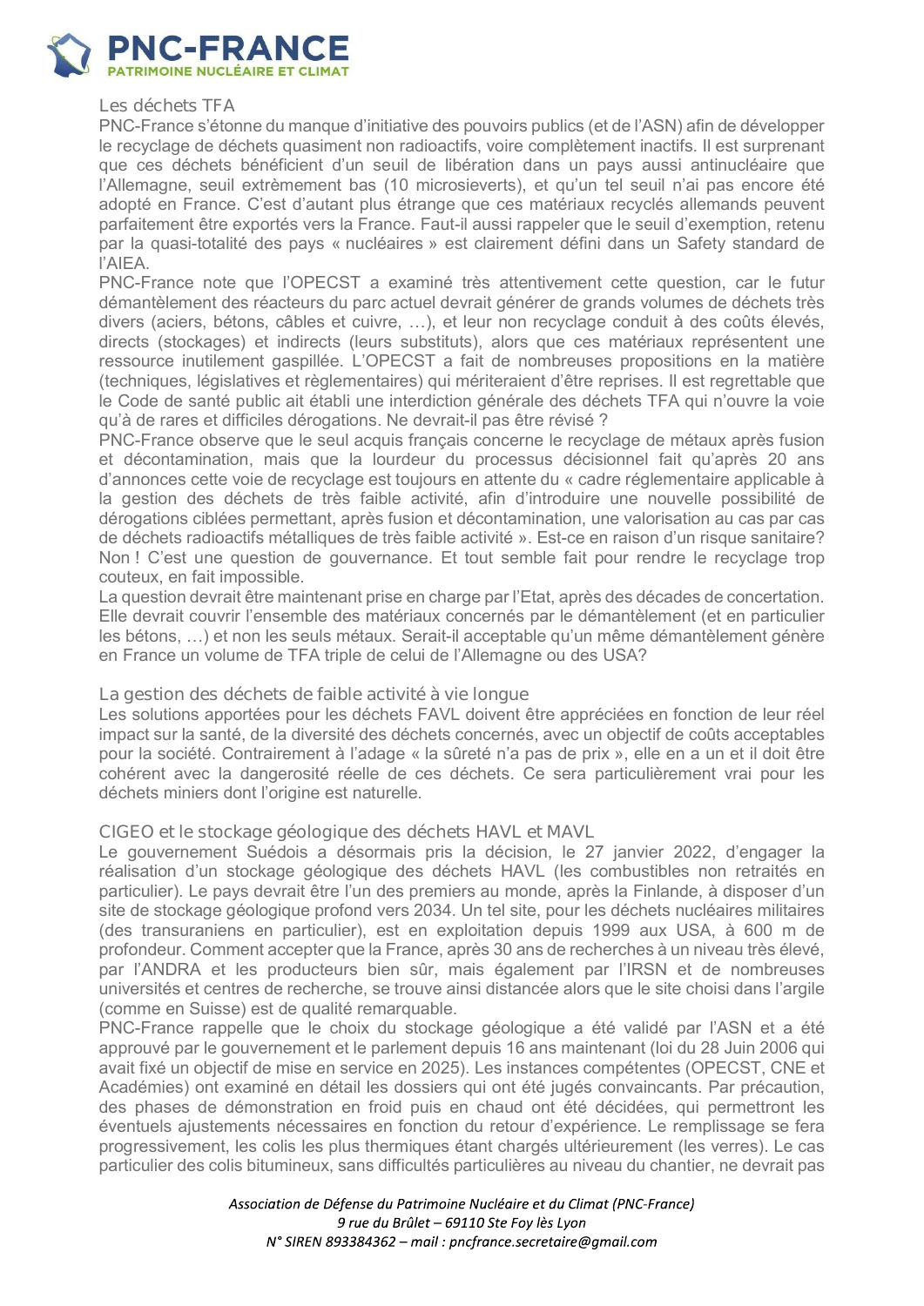## Les déchets TFA

PNC-France s'étonne du manque d'initiative des pouvoirs publics (et de l'ASN) afin de développer le recyclage de déchets quasiment non radioactifs, voire complètement inactifs. Il est surprenant que ces déchets bénéficient d'un seuil de libération dans un pays aussi antinucléaire que l'Allemagne, seuil extrèmement bas (10 microsieverts), et qu'un tel seuil n'ai pas encore été adopté en France. C'est d'autant plus étrange que ces matériaux recyclés allemands peuvent parfaitement être exportés vers la France. Faut-il aussi rappeler que le seuil d'exemption, retenu par la quasi-totalité des pays « nucléaires » est clairement défini dans un Safety standard de l'AIEA.

PNC-France note que l'OPECST a examiné très attentivement cette question, car le futur démantèlement des réacteurs du parc actuel devrait générer de grands volumes de déchets très divers (aciers, bétons, câbles et cuivre, …), et leur non recyclage conduit à des coûts élevés, directs (stockages) et indirects (leurs substituts), alors que ces matériaux représentent une ressource inutilement gaspillée. L'OPECST a fait de nombreuses propositions en la matière (techniques, législatives et règlementaires) qui mériteraient d'être reprises. Il est regrettable que le Code de santé public ait établi une interdiction générale des déchets TFA qui n'ouvre la voie qu'à de rares et difficiles dérogations. Ne devrait-il pas être révisé ?

PNC-France observe que le seul acquis français concerne le recyclage de métaux après fusion et décontamination, mais que la lourdeur du processus décisionnel fait qu'après 20 ans d'annonces cette voie de recyclage est toujours en attente du « cadre réglementaire applicable à la gestion des déchets de très faible activité, afin d'introduire une nouvelle possibilité de dérogations ciblées permettant, après fusion et décontamination, une valorisation au cas par cas de déchets radioactifs métalliques de très faible activité ». Est-ce en raison d'un risque sanitaire? Non ! C'est une question de gouvernance. Et tout semble fait pour rendre le recyclage trop couteux, en fait impossible.

La question devrait être maintenant prise en charge par l'Etat, après des décades de concertation. Elle devrait couvrir l'ensemble des matériaux concernés par le démantèlement (et en particulier les bétons, …) et non les seuls métaux. Serait-il acceptable qu'un même démantèlement génère en France un volume de TFA triple de celui de l'Allemagne ou des USA?

## La gestion des déchets de faible activité à vie longue

Les solutions apportées pour les déchets FAVL doivent être appréciées en fonction de leur réel impact sur la santé, de la diversité des déchets concernés, avec un objectif de coûts acceptables pour la société. Contrairement à l'adage « la sûreté n'a pas de prix », elle en a un et il doit être cohérent avec la dangerosité réelle de ces déchets. Ce sera particulièrement vrai pour les déchets miniers dont l'origine est naturelle.

## CIGEO et le stockage géologique des déchets HAVL et MAVL

Le gouvernement Suédois a désormais pris la décision, le 27 janvier 2022, d'engager la réalisation d'un stockage géologique des déchets HAVL (les combustibles non retraités en particulier). Le pays devrait être l'un des premiers au monde, après la Finlande, à disposer d'un site de stockage géologique profond vers 2034. Un tel site, pour les déchets nucléaires militaires (des transuraniens en particulier), est en exploitation depuis 1999 aux USA, à 600 m de profondeur. Comment accepter que la France, après 30 ans de recherches à un niveau très élevé, par l'ANDRA et les producteurs bien sûr, mais également par l'IRSN et de nombreuses universités et centres de recherche, se trouve ainsi distancée alors que le site choisi dans l'argile (comme en Suisse) est de qualité remarquable.

PNC-France rappelle que le choix du stockage géologique a été validé par l'ASN et a été approuvé par le gouvernement et le parlement depuis 16 ans maintenant (loi du 28 Juin 2006 qui avait fixé un objectif de mise en service en 2025). Les instances compétentes (OPECST, CNE et Académies) ont examiné en détail les dossiers qui ont été jugés convaincants. Par précaution, des phases de démonstration en froid puis en chaud ont été décidées, qui permettront les éventuels ajustements nécessaires en fonction du retour d'expérience. Le remplissage se fera progressivement, les colis les plus thermiques étant chargés ultérieurement (les verres). Le cas particulier des colis bitumineux, sans difficultés particulières au niveau du chantier, ne devrait pas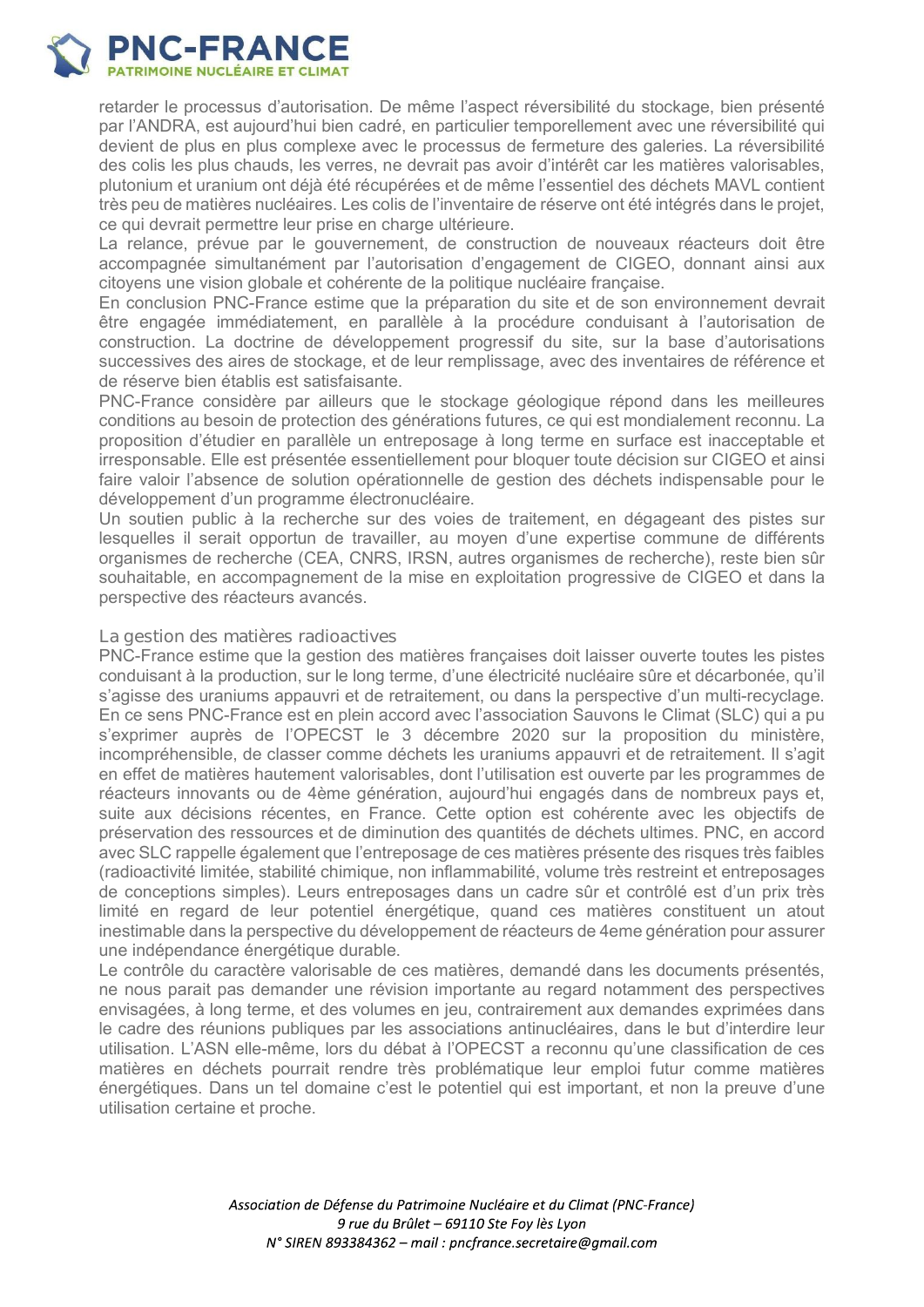retarder le processus d'autorisation. De même l'aspect réversibilité du stockage, bien présenté par l'ANDRA, est aujourd'hui bien cadré, en particulier temporellement avec une réversibilité qui devient de plus en plus complexe avec le processus de fermeture des galeries. La réversibilité des colis les plus chauds, les verres, ne devrait pas avoir d'intérêt car les matières valorisables, plutonium et uranium ont déjà été récupérées et de même l'essentiel des déchets MAVL contient très peu de matières nucléaires. Les colis de l'inventaire de réserve ont été intégrés dans le projet, ce qui devrait permettre leur prise en charge ultérieure.

La relance, prévue par le gouvernement, de construction de nouveaux réacteurs doit être accompagnée simultanément par l'autorisation d'engagement de CIGEO, donnant ainsi aux citoyens une vision globale et cohérente de la politique nucléaire française.

En conclusion PNC-France estime que la préparation du site et de son environnement devrait être engagée immédiatement, en parallèle à la procédure conduisant à l'autorisation de construction. La doctrine de développement progressif du site, sur la base d'autorisations successives des aires de stockage, et de leur remplissage, avec des inventaires de référence et de réserve bien établis est satisfaisante.

PNC-France considère par ailleurs que le stockage géologique répond dans les meilleures conditions au besoin de protection des générations futures, ce qui est mondialement reconnu. La proposition d'étudier en parallèle un entreposage à long terme en surface est inacceptable et irresponsable. Elle est présentée essentiellement pour bloquer toute décision sur CIGEO et ainsi faire valoir l'absence de solution opérationnelle de gestion des déchets indispensable pour le développement d'un programme électronucléaire.

Un soutien public à la recherche sur des voies de traitement, en dégageant des pistes sur lesquelles il serait opportun de travailler, au moyen d'une expertise commune de différents organismes de recherche (CEA, CNRS, IRSN, autres organismes de recherche), reste bien sûr souhaitable, en accompagnement de la mise en exploitation progressive de CIGEO et dans la perspective des réacteurs avancés.

## La gestion des matières radioactives

PNC-France estime que la gestion des matières françaises doit laisser ouverte toutes les pistes conduisant à la production, sur le long terme, d'une électricité nucléaire sûre et décarbonée, qu'il s'agisse des uraniums appauvri et de retraitement, ou dans la perspective d'un multi-recyclage. En ce sens PNC-France est en plein accord avec l'association Sauvons le Climat (SLC) qui a pu s'exprimer auprès de l'OPECST le 3 décembre 2020 sur la proposition du ministère, incompréhensible, de classer comme déchets les uraniums appauvri et de retraitement. Il s'agit en effet de matières hautement valorisables, dont l'utilisation est ouverte par les programmes de réacteurs innovants ou de 4ème génération, aujourd'hui engagés dans de nombreux pays et, suite aux décisions récentes, en France. Cette option est cohérente avec les objectifs de préservation des ressources et de diminution des quantités de déchets ultimes. PNC, en accord avec SLC rappelle également que l'entreposage de ces matières présente des risques très faibles (radioactivité limitée, stabilité chimique, non inflammabilité, volume très restreint et entreposages de conceptions simples). Leurs entreposages dans un cadre sûr et contrôlé est d'un prix très limité en regard de leur potentiel énergétique, quand ces matières constituent un atout inestimable dans la perspective du développement de réacteurs de 4eme génération pour assurer une indépendance énergétique durable.

Le contrôle du caractère valorisable de ces matières, demandé dans les documents présentés, ne nous parait pas demander une révision importante au regard notamment des perspectives envisagées, à long terme, et des volumes en jeu, contrairement aux demandes exprimées dans le cadre des réunions publiques par les associations antinucléaires, dans le but d'interdire leur utilisation. L'ASN elle-même, lors du débat à l'OPECST a reconnu qu'une classification de ces matières en déchets pourrait rendre très problématique leur emploi futur comme matières énergétiques. Dans un tel domaine c'est le potentiel qui est important, et non la preuve d'une utilisation certaine et proche.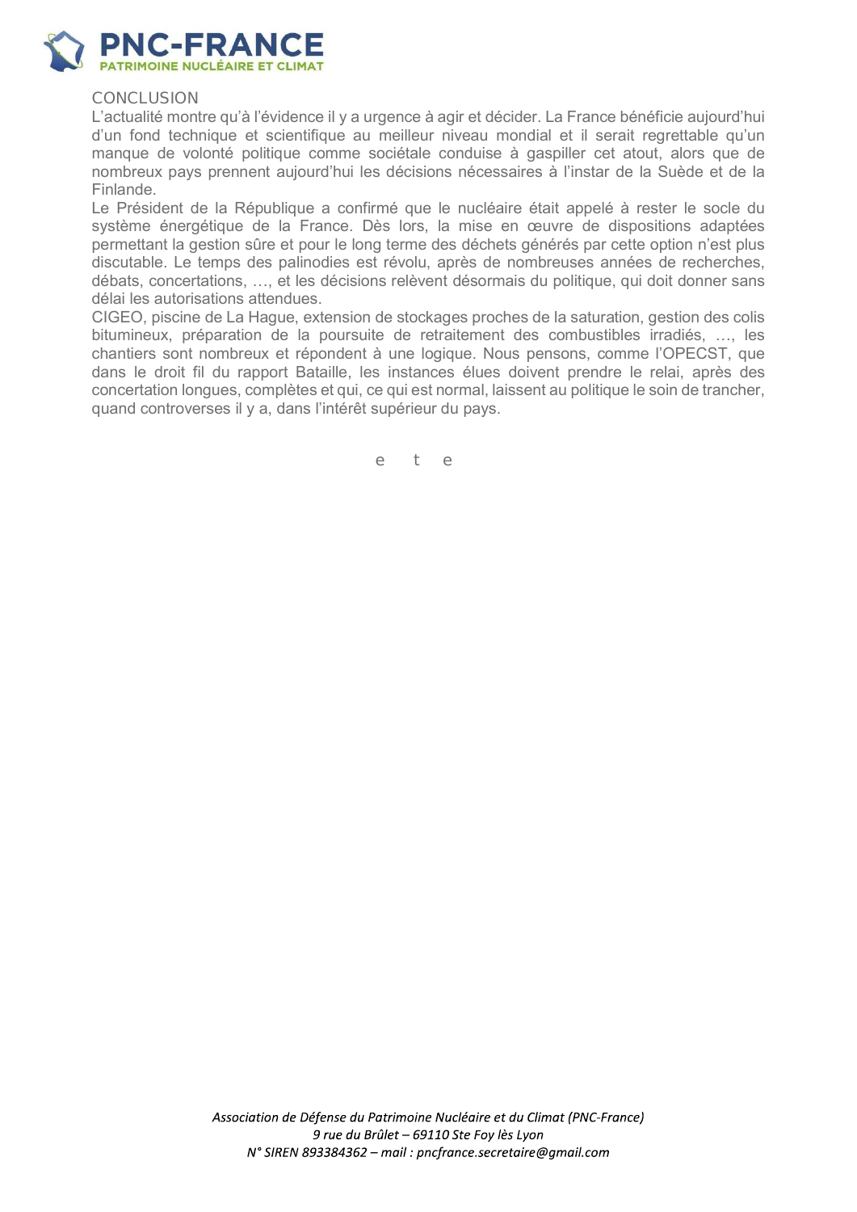## CONCLUSION

L'actualité montre qu'à l'évidence il y a urgence à agir et décider. La France bénéficie aujourd'hui d'un fond technique et scientifique au meilleur niveau mondial et il serait regrettable qu'un manque de volonté politique comme sociétale conduise à gaspiller cet atout, alors que de nombreux pays prennent aujourd'hui les décisions nécessaires à l'instar de la Suède et de la Finlande.

Le Président de la République a confirmé que le nucléaire était appelé à rester le socle du système énergétique de la France. Dès lors, la mise en œuvre de dispositions adaptées permettant la gestion sûre et pour le long terme des déchets générés par cette option n'est plus discutable. Le temps des palinodies est révolu, après de nombreuses années de recherches, débats, concertations, …, et les décisions relèvent désormais du politique, qui doit donner sans délai les autorisations attendues.

CIGEO, piscine de La Hague, extension de stockages proches de la saturation, gestion des colis bitumineux, préparation de la poursuite de retraitement des combustibles irradiés, …, les chantiers sont nombreux et répondent à une logique. Nous pensons, comme l'OPECST, que dans le droit fil du rapport Bataille, les instances élues doivent prendre le relai, après des concertation longues, complètes et qui, ce qui est normal, laissent au politique le soin de trancher, quand controverses il y a, dans l'intérêt supérieur du pays.

e t e

*Association de Défense du Patrimoine Nucléaire et du Climat (PNC-France)*
*9 rue du Brûlet – 69110 Ste Foy lès Lyon*
*N° SIREN 893384362 – mail : pncfrance.secretaire@gmail.com*